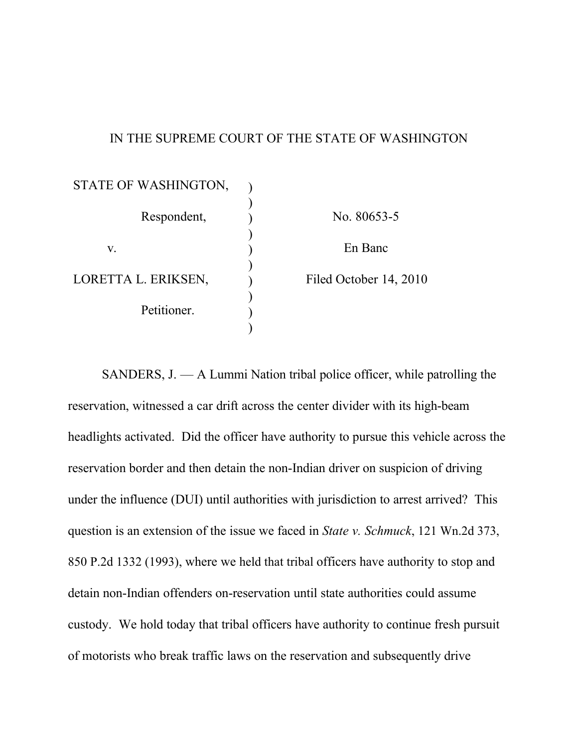IN THE SUPREME COURT OF THE STATE OF WASHINGTON

| | | |
|---|---|---|
| STATE OF WASHINGTON, | ) | |
| Respondent, | ) | No. 80653-5 |
| v. | ) | En Banc |
| LORETTA L. ERIKSEN, | ) | Filed October 14, 2010 |
| Petitioner. | ) | |

SANDERS, J. — A Lummi Nation tribal police officer, while patrolling the reservation, witnessed a car drift across the center divider with its high-beam headlights activated. Did the officer have authority to pursue this vehicle across the reservation border and then detain the non-Indian driver on suspicion of driving under the influence (DUI) until authorities with jurisdiction to arrest arrived? This question is an extension of the issue we faced in *State v. Schmuck*, 121 Wn.2d 373, 850 P.2d 1332 (1993), where we held that tribal officers have authority to stop and detain non-Indian offenders on-reservation until state authorities could assume custody. We hold today that tribal officers have authority to continue fresh pursuit of motorists who break traffic laws on the reservation and subsequently drive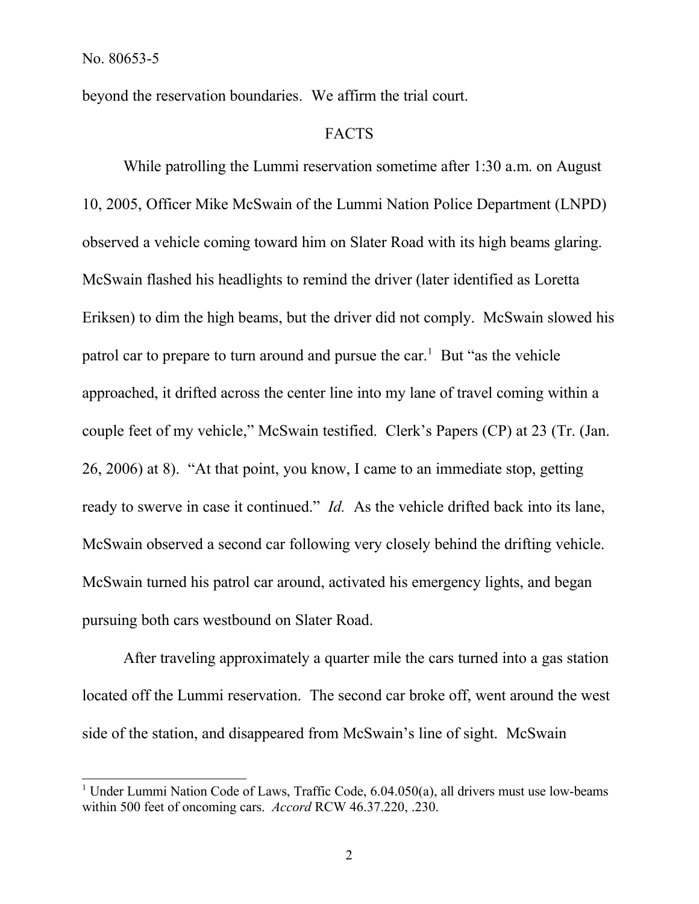beyond the reservation boundaries. We affirm the trial court.

## FACTS

While patrolling the Lummi reservation sometime after 1:30 a.m. on August 10, 2005, Officer Mike McSwain of the Lummi Nation Police Department (LNPD) observed a vehicle coming toward him on Slater Road with its high beams glaring. McSwain flashed his headlights to remind the driver (later identified as Loretta Eriksen) to dim the high beams, but the driver did not comply. McSwain slowed his patrol car to prepare to turn around and pursue the car.[1] But "as the vehicle approached, it drifted across the center line into my lane of travel coming within a couple feet of my vehicle," McSwain testified. Clerk's Papers (CP) at 23 (Tr. (Jan. 26, 2006) at 8). "At that point, you know, I came to an immediate stop, getting ready to swerve in case it continued." *Id.* As the vehicle drifted back into its lane, McSwain observed a second car following very closely behind the drifting vehicle. McSwain turned his patrol car around, activated his emergency lights, and began pursuing both cars westbound on Slater Road.

After traveling approximately a quarter mile the cars turned into a gas station located off the Lummi reservation. The second car broke off, went around the west side of the station, and disappeared from McSwain's line of sight. McSwain

---

[1] Under Lummi Nation Code of Laws, Traffic Code, 6.04.050(a), all drivers must use low-beams within 500 feet of oncoming cars. *Accord* RCW 46.37.220, .230.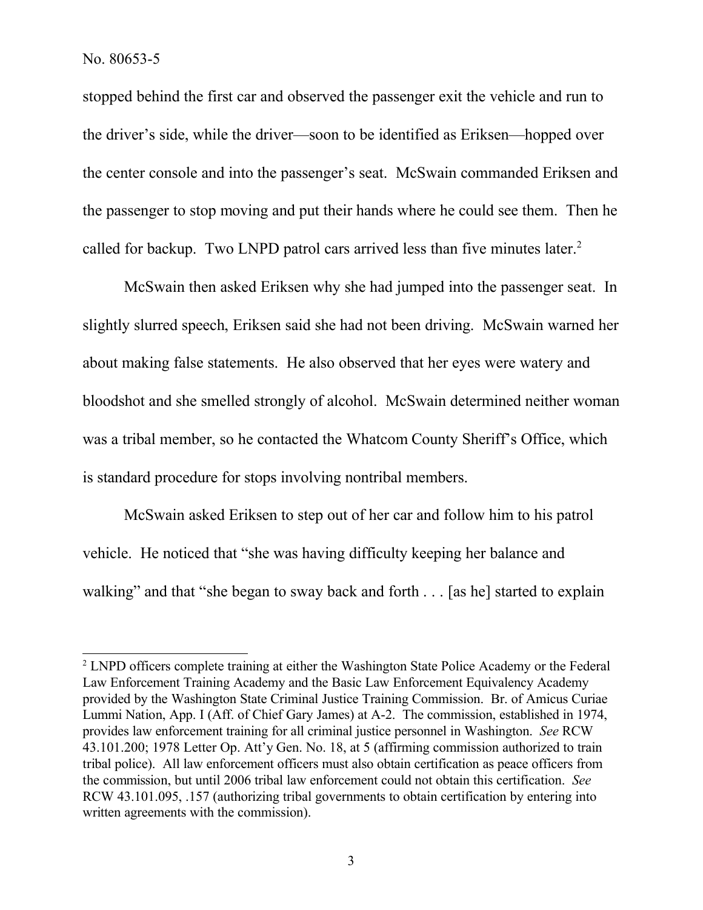stopped behind the first car and observed the passenger exit the vehicle and run to the driver's side, while the driver—soon to be identified as Eriksen—hopped over the center console and into the passenger's seat. McSwain commanded Eriksen and the passenger to stop moving and put their hands where he could see them. Then he called for backup. Two LNPD patrol cars arrived less than five minutes later.[2]

McSwain then asked Eriksen why she had jumped into the passenger seat. In slightly slurred speech, Eriksen said she had not been driving. McSwain warned her about making false statements. He also observed that her eyes were watery and bloodshot and she smelled strongly of alcohol. McSwain determined neither woman was a tribal member, so he contacted the Whatcom County Sheriff's Office, which is standard procedure for stops involving nontribal members.

McSwain asked Eriksen to step out of her car and follow him to his patrol vehicle. He noticed that "she was having difficulty keeping her balance and walking" and that "she began to sway back and forth . . . [as he] started to explain

---

[2] LNPD officers complete training at either the Washington State Police Academy or the Federal Law Enforcement Training Academy and the Basic Law Enforcement Equivalency Academy provided by the Washington State Criminal Justice Training Commission. Br. of Amicus Curiae Lummi Nation, App. I (Aff. of Chief Gary James) at A-2. The commission, established in 1974, provides law enforcement training for all criminal justice personnel in Washington. *See* RCW 43.101.200; 1978 Letter Op. Att'y Gen. No. 18, at 5 (affirming commission authorized to train tribal police). All law enforcement officers must also obtain certification as peace officers from the commission, but until 2006 tribal law enforcement could not obtain this certification. *See* RCW 43.101.095, .157 (authorizing tribal governments to obtain certification by entering into written agreements with the commission).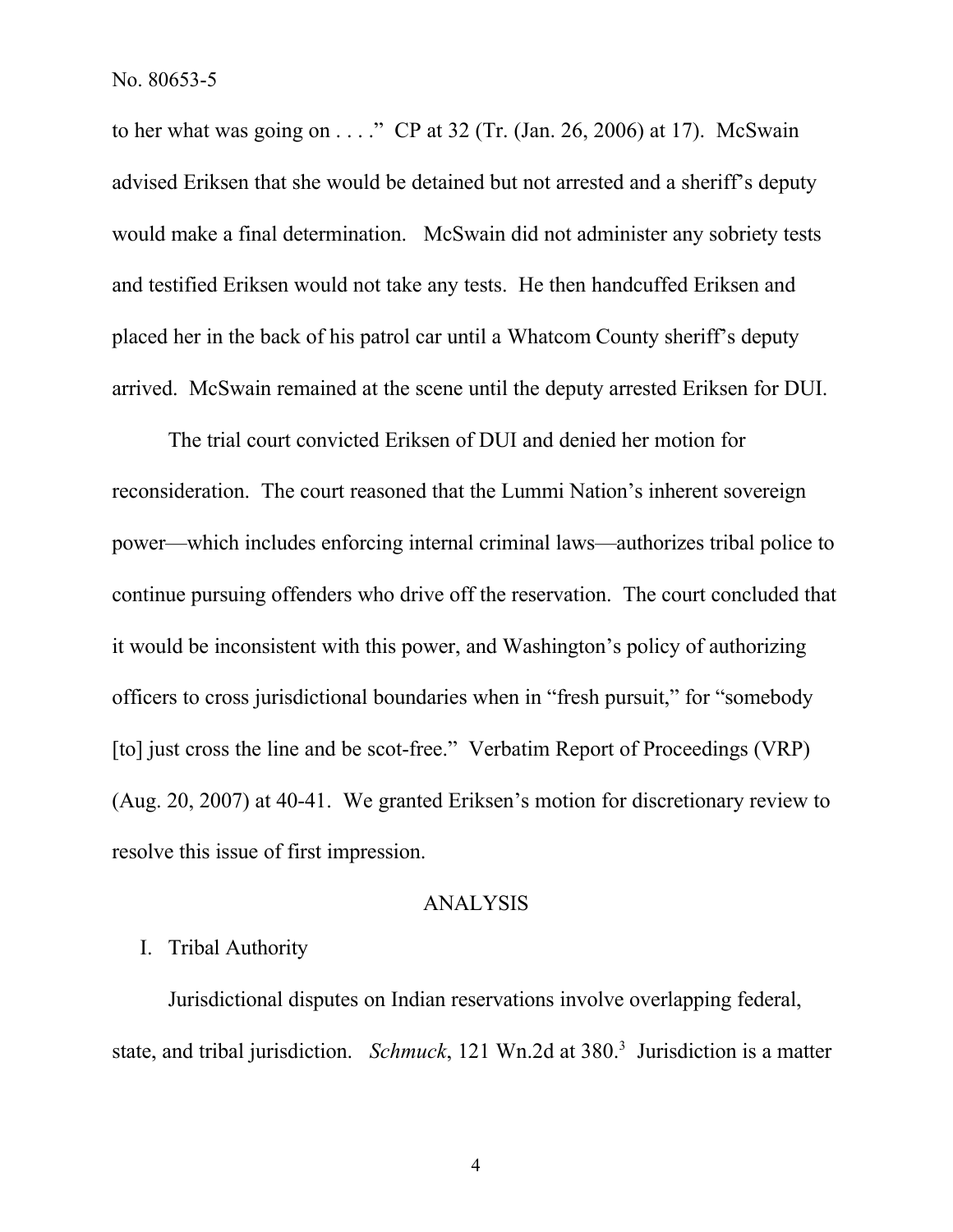to her what was going on . . . ." CP at 32 (Tr. (Jan. 26, 2006) at 17). McSwain advised Eriksen that she would be detained but not arrested and a sheriff's deputy would make a final determination. McSwain did not administer any sobriety tests and testified Eriksen would not take any tests. He then handcuffed Eriksen and placed her in the back of his patrol car until a Whatcom County sheriff's deputy arrived. McSwain remained at the scene until the deputy arrested Eriksen for DUI.

The trial court convicted Eriksen of DUI and denied her motion for reconsideration. The court reasoned that the Lummi Nation's inherent sovereign power—which includes enforcing internal criminal laws—authorizes tribal police to continue pursuing offenders who drive off the reservation. The court concluded that it would be inconsistent with this power, and Washington's policy of authorizing officers to cross jurisdictional boundaries when in "fresh pursuit," for "somebody [to] just cross the line and be scot-free." Verbatim Report of Proceedings (VRP) (Aug. 20, 2007) at 40-41. We granted Eriksen's motion for discretionary review to resolve this issue of first impression.

## ANALYSIS

### I. Tribal Authority

Jurisdictional disputes on Indian reservations involve overlapping federal, state, and tribal jurisdiction. *Schmuck*, 121 Wn.2d at 380.[3] Jurisdiction is a matter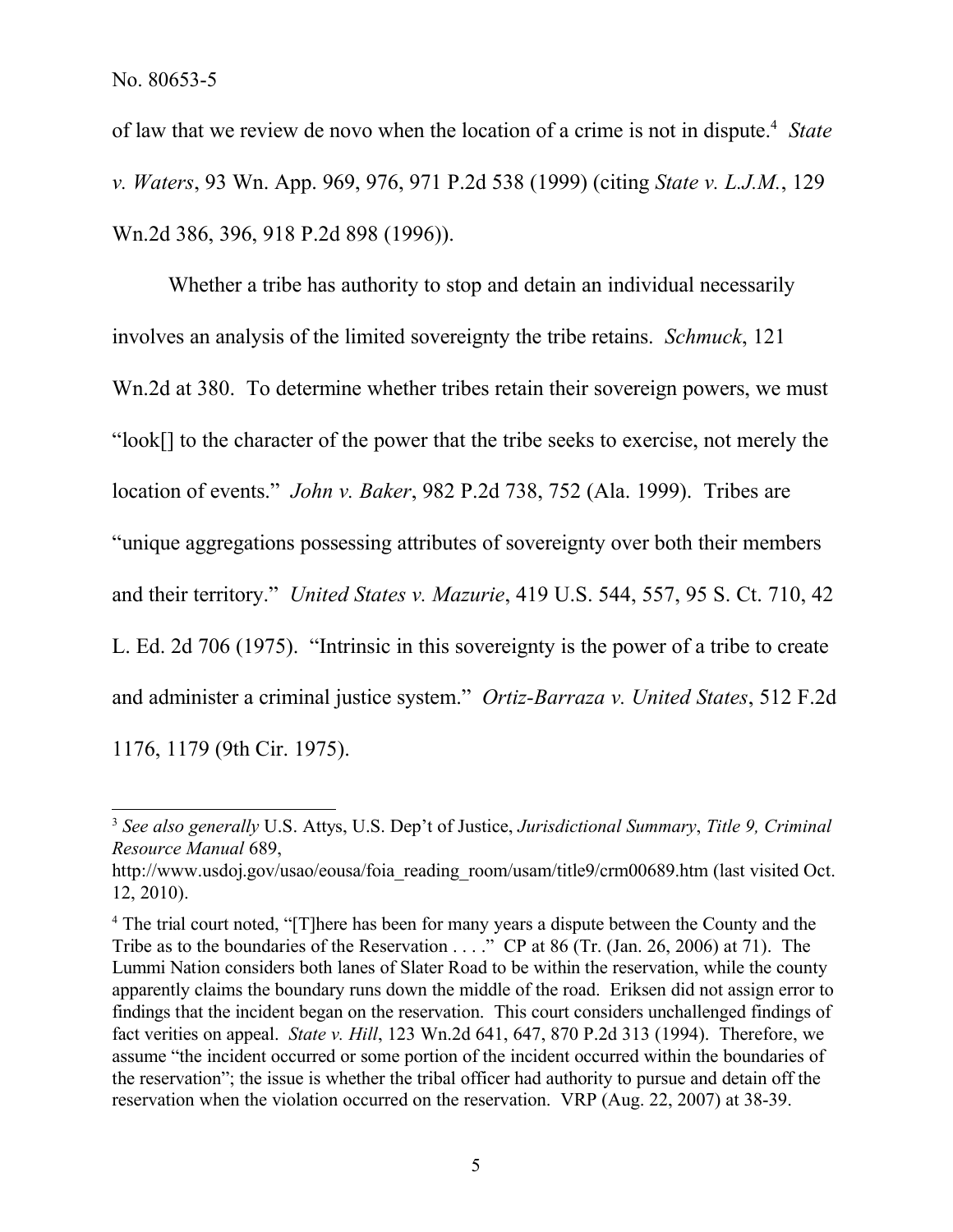of law that we review de novo when the location of a crime is not in dispute.[4] *State v. Waters*, 93 Wn. App. 969, 976, 971 P.2d 538 (1999) (citing *State v. L.J.M.*, 129 Wn.2d 386, 396, 918 P.2d 898 (1996)).

Whether a tribe has authority to stop and detain an individual necessarily involves an analysis of the limited sovereignty the tribe retains. *Schmuck*, 121 Wn.2d at 380. To determine whether tribes retain their sovereign powers, we must "look[] to the character of the power that the tribe seeks to exercise, not merely the location of events." *John v. Baker*, 982 P.2d 738, 752 (Ala. 1999). Tribes are "unique aggregations possessing attributes of sovereignty over both their members and their territory." *United States v. Mazurie*, 419 U.S. 544, 557, 95 S. Ct. 710, 42 L. Ed. 2d 706 (1975). "Intrinsic in this sovereignty is the power of a tribe to create and administer a criminal justice system." *Ortiz-Barraza v. United States*, 512 F.2d 1176, 1179 (9th Cir. 1975).

---

[3] *See also generally* U.S. Attys, U.S. Dep't of Justice, *Jurisdictional Summary*, *Title 9, Criminal Resource Manual* 689, http://www.usdoj.gov/usao/eousa/foia_reading_room/usam/title9/crm00689.htm (last visited Oct. 12, 2010).

[4] The trial court noted, "[T]here has been for many years a dispute between the County and the Tribe as to the boundaries of the Reservation . . . ." CP at 86 (Tr. (Jan. 26, 2006) at 71). The Lummi Nation considers both lanes of Slater Road to be within the reservation, while the county apparently claims the boundary runs down the middle of the road. Eriksen did not assign error to findings that the incident began on the reservation. This court considers unchallenged findings of fact verities on appeal. *State v. Hill*, 123 Wn.2d 641, 647, 870 P.2d 313 (1994). Therefore, we assume "the incident occurred or some portion of the incident occurred within the boundaries of the reservation"; the issue is whether the tribal officer had authority to pursue and detain off the reservation when the violation occurred on the reservation. VRP (Aug. 22, 2007) at 38-39.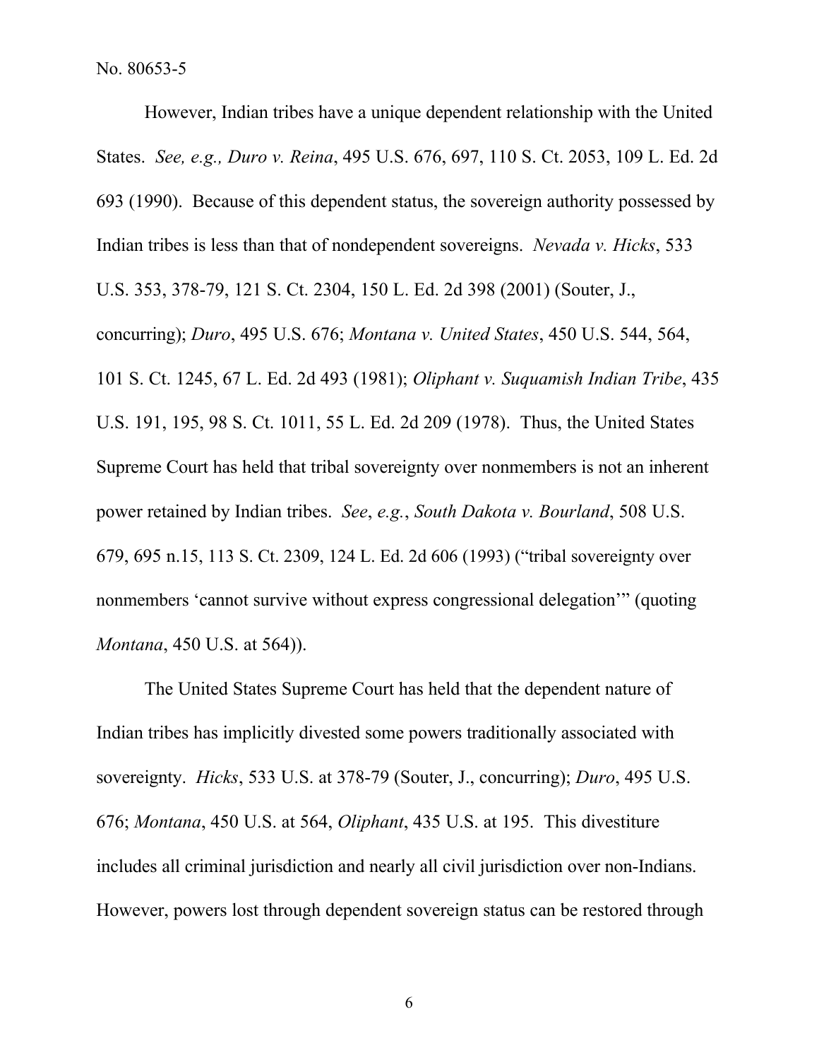However, Indian tribes have a unique dependent relationship with the United States. *See, e.g., Duro v. Reina*, 495 U.S. 676, 697, 110 S. Ct. 2053, 109 L. Ed. 2d 693 (1990). Because of this dependent status, the sovereign authority possessed by Indian tribes is less than that of nondependent sovereigns. *Nevada v. Hicks*, 533 U.S. 353, 378-79, 121 S. Ct. 2304, 150 L. Ed. 2d 398 (2001) (Souter, J., concurring); *Duro*, 495 U.S. 676; *Montana v. United States*, 450 U.S. 544, 564, 101 S. Ct. 1245, 67 L. Ed. 2d 493 (1981); *Oliphant v. Suquamish Indian Tribe*, 435 U.S. 191, 195, 98 S. Ct. 1011, 55 L. Ed. 2d 209 (1978). Thus, the United States Supreme Court has held that tribal sovereignty over nonmembers is not an inherent power retained by Indian tribes. *See*, *e.g.*, *South Dakota v. Bourland*, 508 U.S. 679, 695 n.15, 113 S. Ct. 2309, 124 L. Ed. 2d 606 (1993) ("tribal sovereignty over nonmembers 'cannot survive without express congressional delegation'" (quoting *Montana*, 450 U.S. at 564)).

The United States Supreme Court has held that the dependent nature of Indian tribes has implicitly divested some powers traditionally associated with sovereignty. *Hicks*, 533 U.S. at 378-79 (Souter, J., concurring); *Duro*, 495 U.S. 676; *Montana*, 450 U.S. at 564, *Oliphant*, 435 U.S. at 195. This divestiture includes all criminal jurisdiction and nearly all civil jurisdiction over non-Indians. However, powers lost through dependent sovereign status can be restored through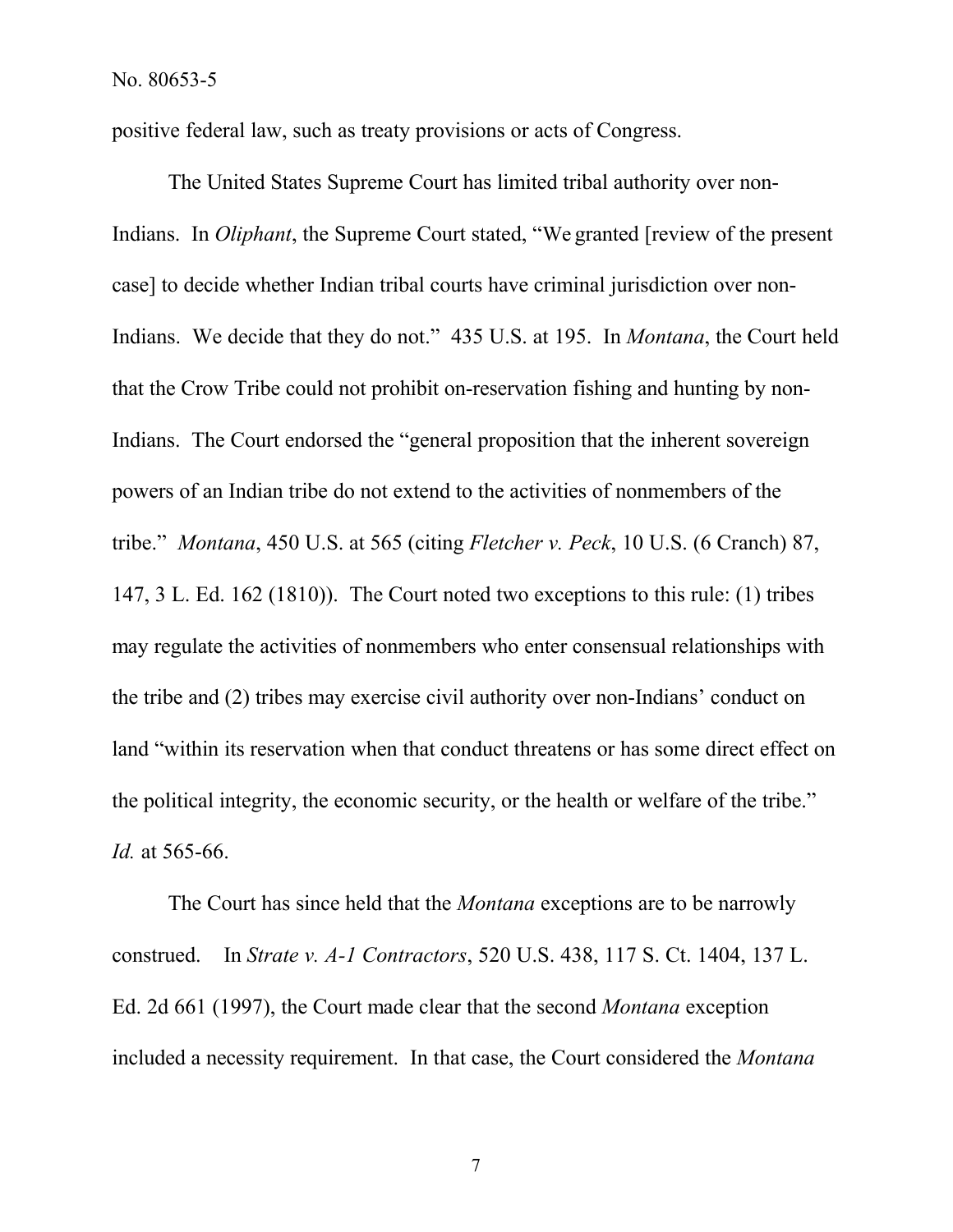positive federal law, such as treaty provisions or acts of Congress.

The United States Supreme Court has limited tribal authority over non-Indians. In *Oliphant*, the Supreme Court stated, "We granted [review of the present case] to decide whether Indian tribal courts have criminal jurisdiction over non-Indians. We decide that they do not." 435 U.S. at 195. In *Montana*, the Court held that the Crow Tribe could not prohibit on-reservation fishing and hunting by non-Indians. The Court endorsed the "general proposition that the inherent sovereign powers of an Indian tribe do not extend to the activities of nonmembers of the tribe." *Montana*, 450 U.S. at 565 (citing *Fletcher v. Peck*, 10 U.S. (6 Cranch) 87, 147, 3 L. Ed. 162 (1810)). The Court noted two exceptions to this rule: (1) tribes may regulate the activities of nonmembers who enter consensual relationships with the tribe and (2) tribes may exercise civil authority over non-Indians' conduct on land "within its reservation when that conduct threatens or has some direct effect on the political integrity, the economic security, or the health or welfare of the tribe." *Id.* at 565-66.

The Court has since held that the *Montana* exceptions are to be narrowly construed. In *Strate v. A-1 Contractors*, 520 U.S. 438, 117 S. Ct. 1404, 137 L. Ed. 2d 661 (1997), the Court made clear that the second *Montana* exception included a necessity requirement. In that case, the Court considered the *Montana*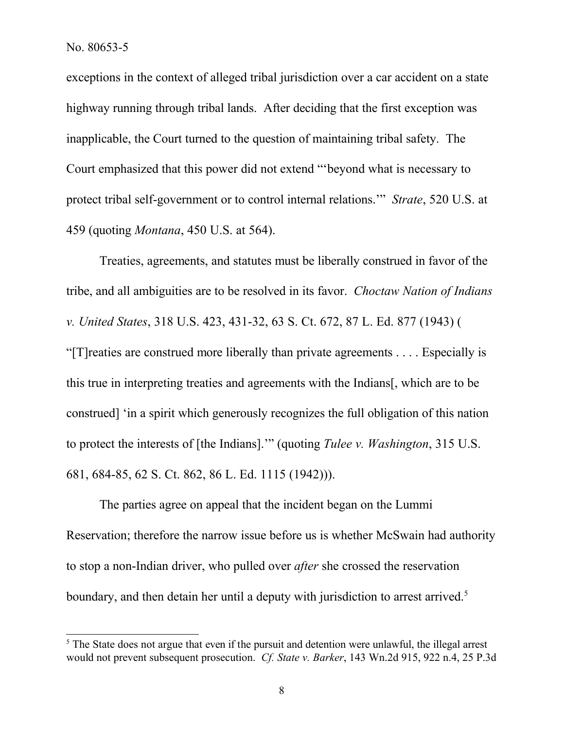exceptions in the context of alleged tribal jurisdiction over a car accident on a state highway running through tribal lands. After deciding that the first exception was inapplicable, the Court turned to the question of maintaining tribal safety. The Court emphasized that this power did not extend "'beyond what is necessary to protect tribal self-government or to control internal relations.'" *Strate*, 520 U.S. at 459 (quoting *Montana*, 450 U.S. at 564).

Treaties, agreements, and statutes must be liberally construed in favor of the tribe, and all ambiguities are to be resolved in its favor. *Choctaw Nation of Indians v. United States*, 318 U.S. 423, 431-32, 63 S. Ct. 672, 87 L. Ed. 877 (1943) ( "[T]reaties are construed more liberally than private agreements . . . . Especially is this true in interpreting treaties and agreements with the Indians[, which are to be construed] 'in a spirit which generously recognizes the full obligation of this nation to protect the interests of [the Indians].'" (quoting *Tulee v. Washington*, 315 U.S. 681, 684-85, 62 S. Ct. 862, 86 L. Ed. 1115 (1942))).

The parties agree on appeal that the incident began on the Lummi Reservation; therefore the narrow issue before us is whether McSwain had authority to stop a non-Indian driver, who pulled over *after* she crossed the reservation boundary, and then detain her until a deputy with jurisdiction to arrest arrived.[5]

[5] The State does not argue that even if the pursuit and detention were unlawful, the illegal arrest would not prevent subsequent prosecution. *Cf. State v. Barker*, 143 Wn.2d 915, 922 n.4, 25 P.3d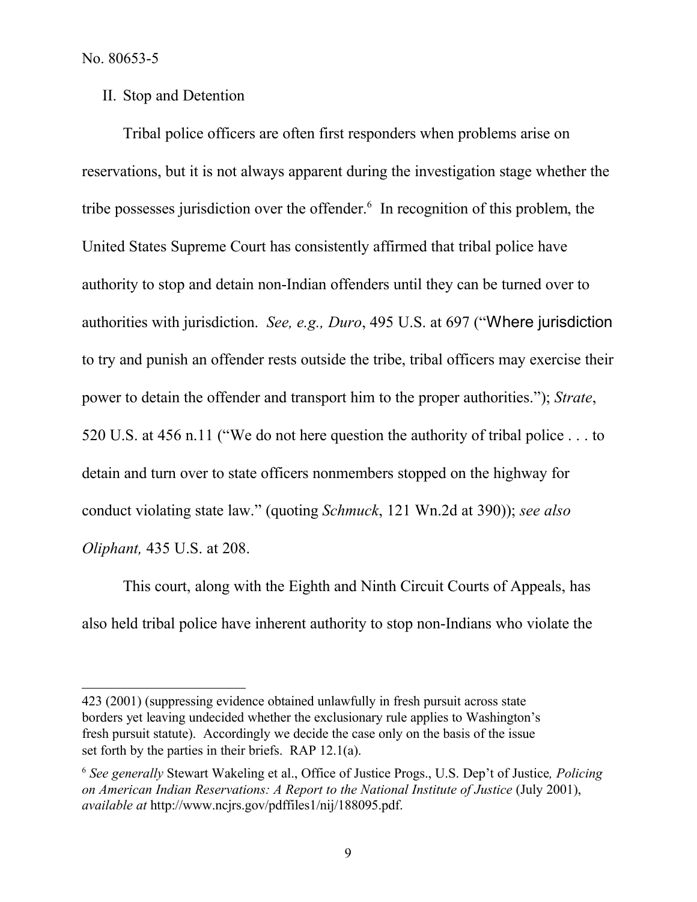II. Stop and Detention

Tribal police officers are often first responders when problems arise on reservations, but it is not always apparent during the investigation stage whether the tribe possesses jurisdiction over the offender.[6] In recognition of this problem, the United States Supreme Court has consistently affirmed that tribal police have authority to stop and detain non-Indian offenders until they can be turned over to authorities with jurisdiction. *See, e.g., Duro*, 495 U.S. at 697 ("Where jurisdiction to try and punish an offender rests outside the tribe, tribal officers may exercise their power to detain the offender and transport him to the proper authorities."); *Strate*, 520 U.S. at 456 n.11 ("We do not here question the authority of tribal police . . . to detain and turn over to state officers nonmembers stopped on the highway for conduct violating state law." (quoting *Schmuck*, 121 Wn.2d at 390)); *see also Oliphant,* 435 U.S. at 208.

This court, along with the Eighth and Ninth Circuit Courts of Appeals, has also held tribal police have inherent authority to stop non-Indians who violate the

---

423 (2001) (suppressing evidence obtained unlawfully in fresh pursuit across state borders yet leaving undecided whether the exclusionary rule applies to Washington's fresh pursuit statute). Accordingly we decide the case only on the basis of the issue set forth by the parties in their briefs. RAP 12.1(a).

[6] *See generally* Stewart Wakeling et al., Office of Justice Progs., U.S. Dep't of Justice*, Policing on American Indian Reservations: A Report to the National Institute of Justice* (July 2001), *available at* http://www.ncjrs.gov/pdffiles1/nij/188095.pdf.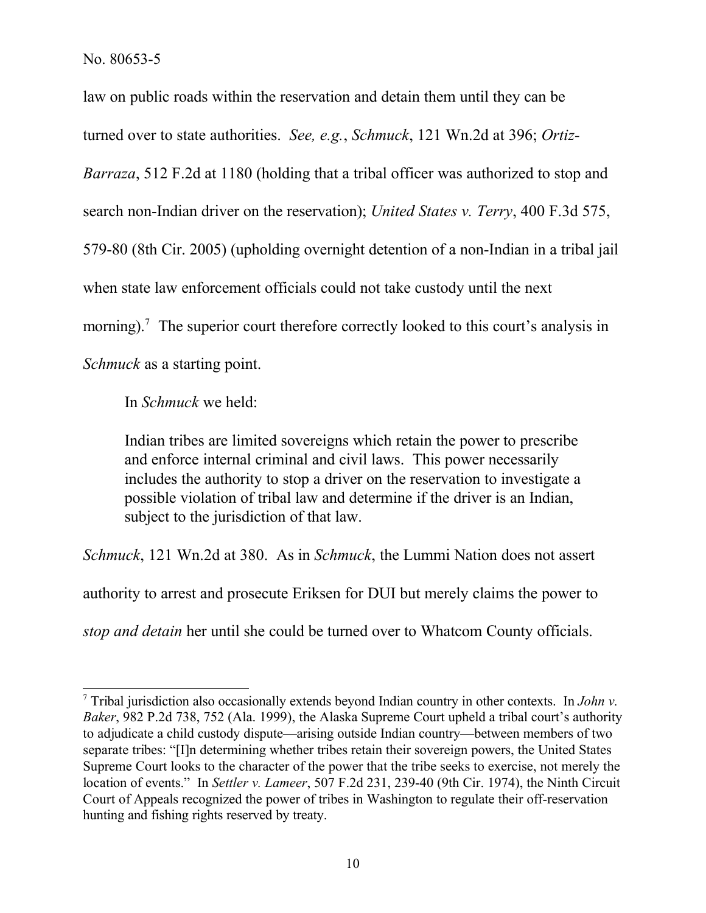law on public roads within the reservation and detain them until they can be turned over to state authorities. *See, e.g.*, *Schmuck*, 121 Wn.2d at 396; *Ortiz-Barraza*, 512 F.2d at 1180 (holding that a tribal officer was authorized to stop and search non-Indian driver on the reservation); *United States v. Terry*, 400 F.3d 575, 579-80 (8th Cir. 2005) (upholding overnight detention of a non-Indian in a tribal jail when state law enforcement officials could not take custody until the next morning).[7] The superior court therefore correctly looked to this court's analysis in *Schmuck* as a starting point.

In *Schmuck* we held:

> Indian tribes are limited sovereigns which retain the power to prescribe and enforce internal criminal and civil laws. This power necessarily includes the authority to stop a driver on the reservation to investigate a possible violation of tribal law and determine if the driver is an Indian, subject to the jurisdiction of that law.

*Schmuck*, 121 Wn.2d at 380. As in *Schmuck*, the Lummi Nation does not assert authority to arrest and prosecute Eriksen for DUI but merely claims the power to *stop and detain* her until she could be turned over to Whatcom County officials.

---

[7] Tribal jurisdiction also occasionally extends beyond Indian country in other contexts. In *John v. Baker*, 982 P.2d 738, 752 (Ala. 1999), the Alaska Supreme Court upheld a tribal court's authority to adjudicate a child custody dispute—arising outside Indian country—between members of two separate tribes: "[I]n determining whether tribes retain their sovereign powers, the United States Supreme Court looks to the character of the power that the tribe seeks to exercise, not merely the location of events." In *Settler v. Lameer*, 507 F.2d 231, 239-40 (9th Cir. 1974), the Ninth Circuit Court of Appeals recognized the power of tribes in Washington to regulate their off-reservation hunting and fishing rights reserved by treaty.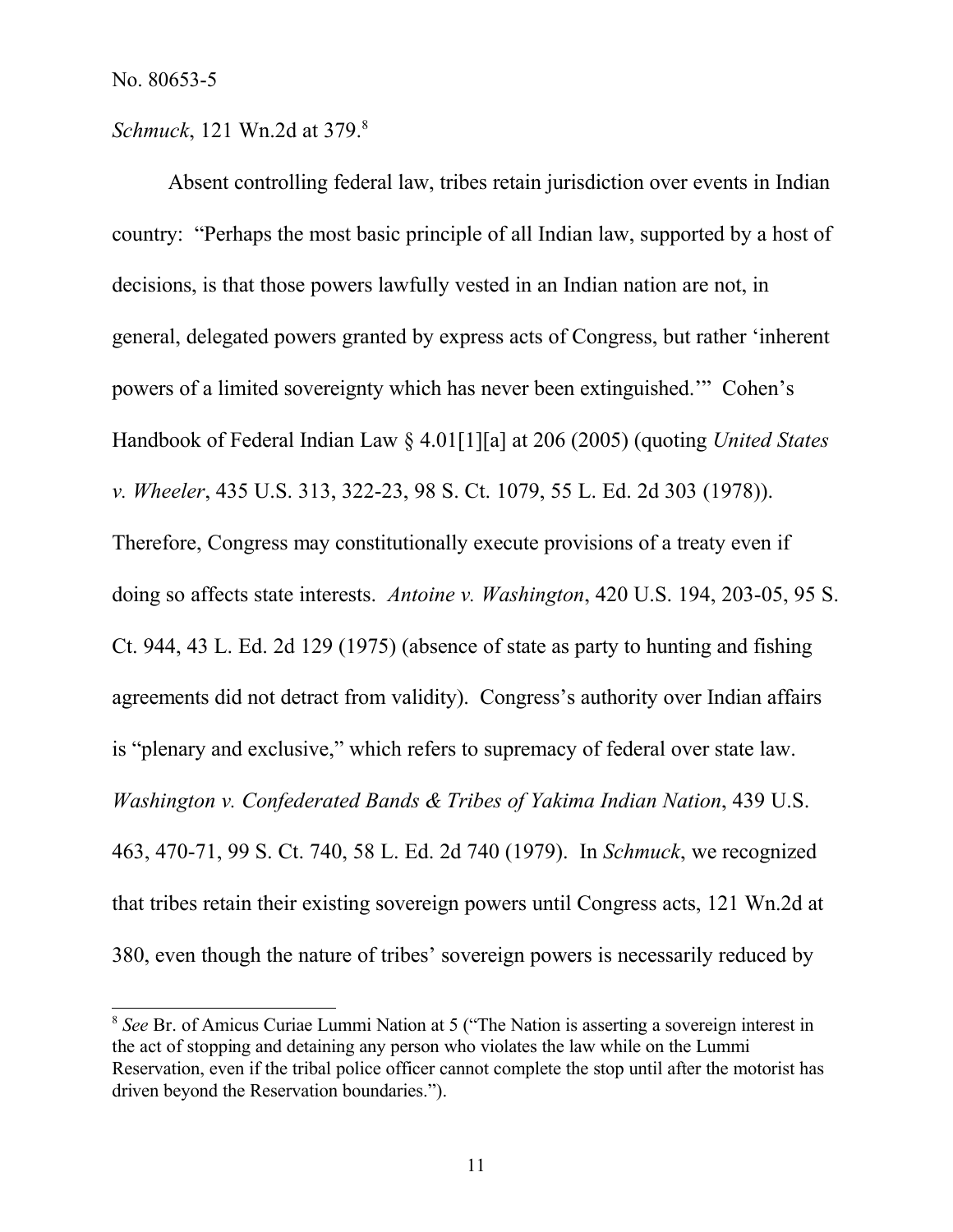*Schmuck*, 121 Wn.2d at 379.[8]

Absent controlling federal law, tribes retain jurisdiction over events in Indian country: "Perhaps the most basic principle of all Indian law, supported by a host of decisions, is that those powers lawfully vested in an Indian nation are not, in general, delegated powers granted by express acts of Congress, but rather 'inherent powers of a limited sovereignty which has never been extinguished.'" Cohen's Handbook of Federal Indian Law § 4.01[1][a] at 206 (2005) (quoting *United States v. Wheeler*, 435 U.S. 313, 322-23, 98 S. Ct. 1079, 55 L. Ed. 2d 303 (1978)). Therefore, Congress may constitutionally execute provisions of a treaty even if doing so affects state interests. *Antoine v. Washington*, 420 U.S. 194, 203-05, 95 S. Ct. 944, 43 L. Ed. 2d 129 (1975) (absence of state as party to hunting and fishing agreements did not detract from validity). Congress's authority over Indian affairs is "plenary and exclusive," which refers to supremacy of federal over state law. *Washington v. Confederated Bands & Tribes of Yakima Indian Nation*, 439 U.S. 463, 470-71, 99 S. Ct. 740, 58 L. Ed. 2d 740 (1979). In *Schmuck*, we recognized that tribes retain their existing sovereign powers until Congress acts, 121 Wn.2d at 380, even though the nature of tribes' sovereign powers is necessarily reduced by

---

[8] *See* Br. of Amicus Curiae Lummi Nation at 5 ("The Nation is asserting a sovereign interest in the act of stopping and detaining any person who violates the law while on the Lummi Reservation, even if the tribal police officer cannot complete the stop until after the motorist has driven beyond the Reservation boundaries.").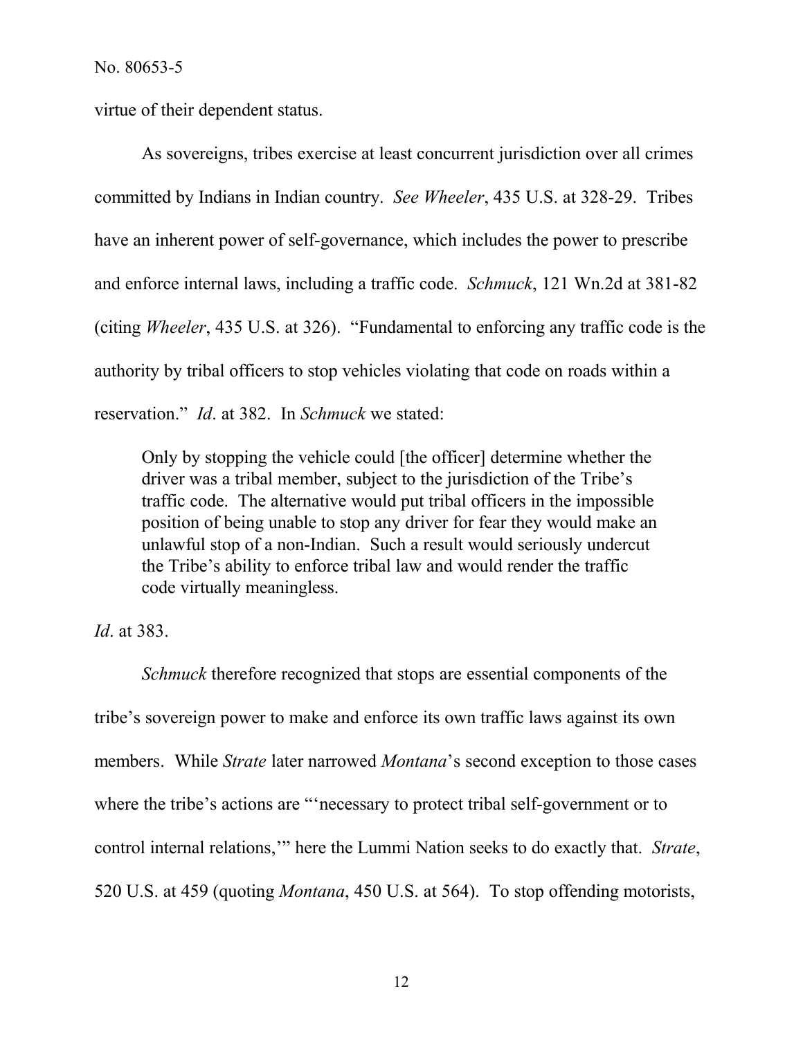virtue of their dependent status.

As sovereigns, tribes exercise at least concurrent jurisdiction over all crimes committed by Indians in Indian country. *See Wheeler*, 435 U.S. at 328-29. Tribes have an inherent power of self-governance, which includes the power to prescribe and enforce internal laws, including a traffic code. *Schmuck*, 121 Wn.2d at 381-82 (citing *Wheeler*, 435 U.S. at 326). "Fundamental to enforcing any traffic code is the authority by tribal officers to stop vehicles violating that code on roads within a reservation." *Id*. at 382. In *Schmuck* we stated:

> Only by stopping the vehicle could [the officer] determine whether the driver was a tribal member, subject to the jurisdiction of the Tribe's traffic code. The alternative would put tribal officers in the impossible position of being unable to stop any driver for fear they would make an unlawful stop of a non-Indian. Such a result would seriously undercut the Tribe's ability to enforce tribal law and would render the traffic code virtually meaningless.

*Id*. at 383.

*Schmuck* therefore recognized that stops are essential components of the tribe's sovereign power to make and enforce its own traffic laws against its own members. While *Strate* later narrowed *Montana*'s second exception to those cases where the tribe's actions are "'necessary to protect tribal self-government or to control internal relations,'" here the Lummi Nation seeks to do exactly that. *Strate*, 520 U.S. at 459 (quoting *Montana*, 450 U.S. at 564). To stop offending motorists,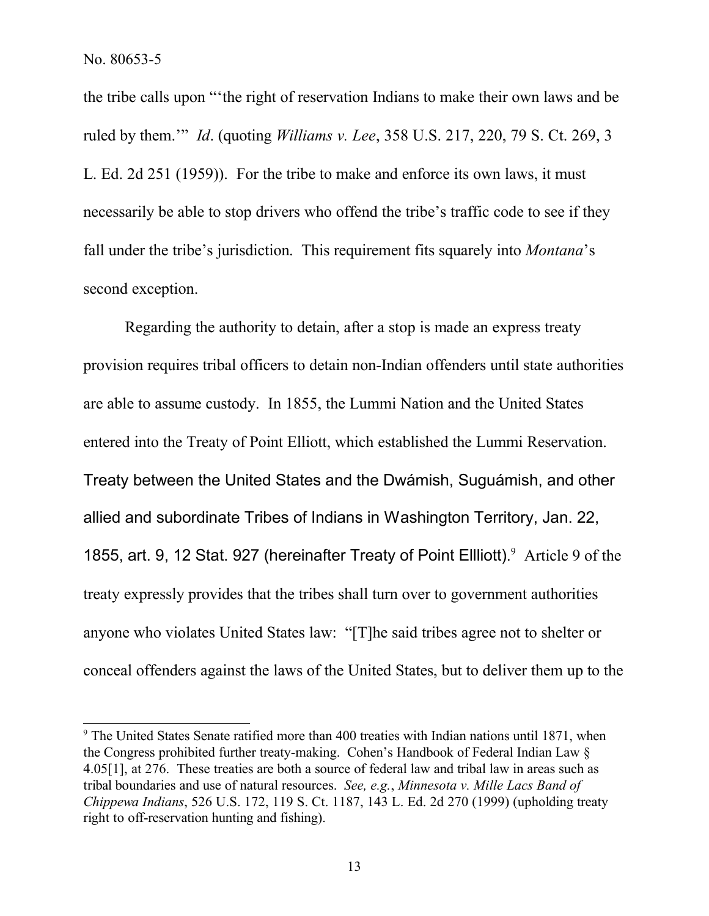the tribe calls upon "'the right of reservation Indians to make their own laws and be ruled by them.'" *Id*. (quoting *Williams v. Lee*, 358 U.S. 217, 220, 79 S. Ct. 269, 3 L. Ed. 2d 251 (1959)). For the tribe to make and enforce its own laws, it must necessarily be able to stop drivers who offend the tribe's traffic code to see if they fall under the tribe's jurisdiction. This requirement fits squarely into *Montana*'s second exception.

Regarding the authority to detain, after a stop is made an express treaty provision requires tribal officers to detain non-Indian offenders until state authorities are able to assume custody. In 1855, the Lummi Nation and the United States entered into the Treaty of Point Elliott, which established the Lummi Reservation. Treaty between the United States and the Dwámish, Suguámish, and other allied and subordinate Tribes of Indians in Washington Territory, Jan. 22, 1855, art. 9, 12 Stat. 927 (hereinafter Treaty of Point Ellliott).[9] Article 9 of the treaty expressly provides that the tribes shall turn over to government authorities anyone who violates United States law: "[T]he said tribes agree not to shelter or conceal offenders against the laws of the United States, but to deliver them up to the

---

[9] The United States Senate ratified more than 400 treaties with Indian nations until 1871, when the Congress prohibited further treaty-making. Cohen's Handbook of Federal Indian Law § 4.05[1], at 276. These treaties are both a source of federal law and tribal law in areas such as tribal boundaries and use of natural resources. *See, e.g.*, *Minnesota v. Mille Lacs Band of Chippewa Indians*, 526 U.S. 172, 119 S. Ct. 1187, 143 L. Ed. 2d 270 (1999) (upholding treaty right to off-reservation hunting and fishing).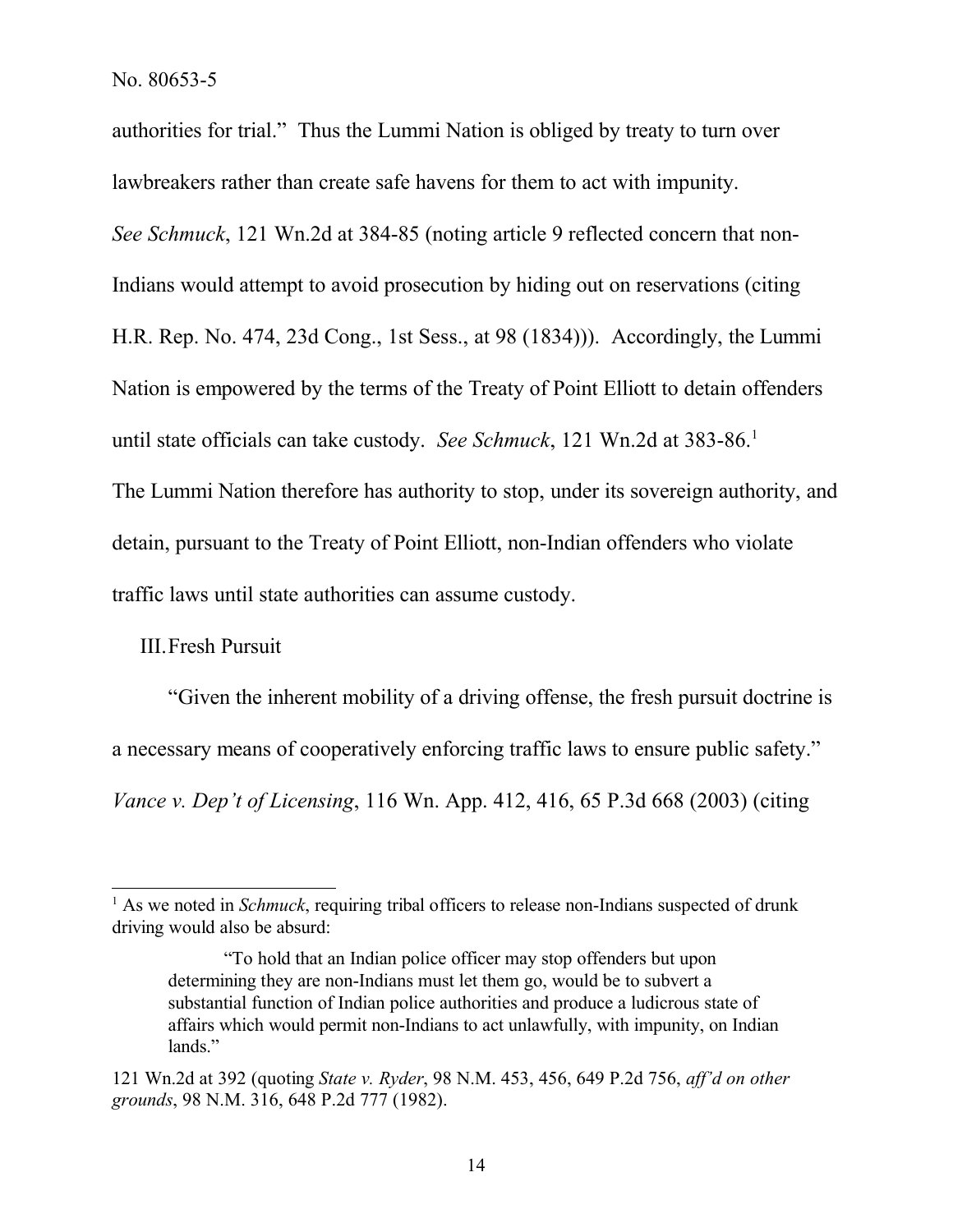authorities for trial." Thus the Lummi Nation is obliged by treaty to turn over lawbreakers rather than create safe havens for them to act with impunity. *See Schmuck*, 121 Wn.2d at 384-85 (noting article 9 reflected concern that non-Indians would attempt to avoid prosecution by hiding out on reservations (citing H.R. Rep. No. 474, 23d Cong., 1st Sess., at 98 (1834))). Accordingly, the Lummi Nation is empowered by the terms of the Treaty of Point Elliott to detain offenders until state officials can take custody. *See Schmuck*, 121 Wn.2d at 383-86.[1] The Lummi Nation therefore has authority to stop, under its sovereign authority, and detain, pursuant to the Treaty of Point Elliott, non-Indian offenders who violate traffic laws until state authorities can assume custody.

## III. Fresh Pursuit

"Given the inherent mobility of a driving offense, the fresh pursuit doctrine is a necessary means of cooperatively enforcing traffic laws to ensure public safety." *Vance v. Dep't of Licensing*, 116 Wn. App. 412, 416, 65 P.3d 668 (2003) (citing

---

[1] As we noted in *Schmuck*, requiring tribal officers to release non-Indians suspected of drunk driving would also be absurd:

> "To hold that an Indian police officer may stop offenders but upon determining they are non-Indians must let them go, would be to subvert a substantial function of Indian police authorities and produce a ludicrous state of affairs which would permit non-Indians to act unlawfully, with impunity, on Indian lands."

121 Wn.2d at 392 (quoting *State v. Ryder*, 98 N.M. 453, 456, 649 P.2d 756, *aff'd on other grounds*, 98 N.M. 316, 648 P.2d 777 (1982).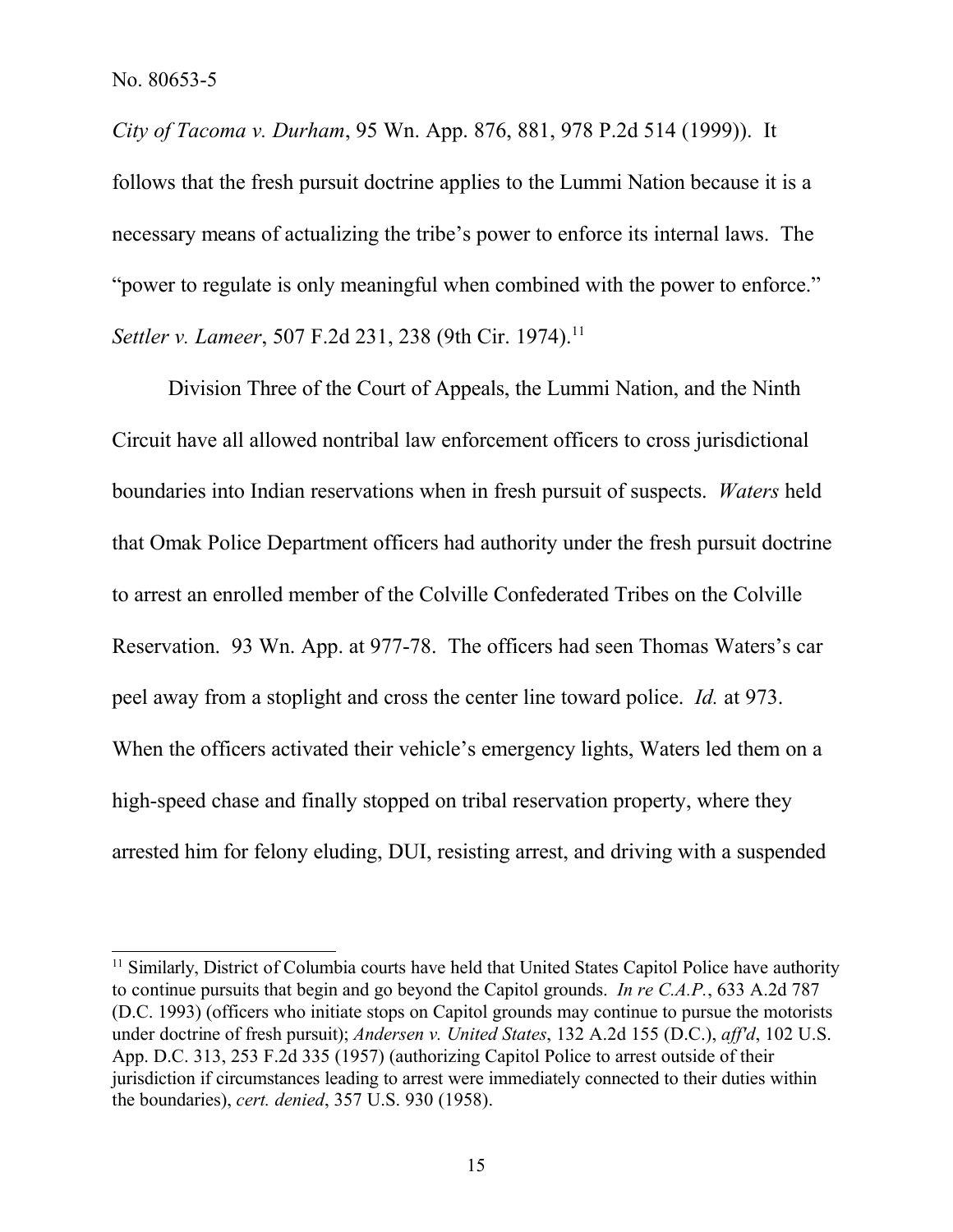*City of Tacoma v. Durham*, 95 Wn. App. 876, 881, 978 P.2d 514 (1999)). It follows that the fresh pursuit doctrine applies to the Lummi Nation because it is a necessary means of actualizing the tribe's power to enforce its internal laws. The "power to regulate is only meaningful when combined with the power to enforce." *Settler v. Lameer*, 507 F.2d 231, 238 (9th Cir. 1974).[11]

Division Three of the Court of Appeals, the Lummi Nation, and the Ninth Circuit have all allowed nontribal law enforcement officers to cross jurisdictional boundaries into Indian reservations when in fresh pursuit of suspects. *Waters* held that Omak Police Department officers had authority under the fresh pursuit doctrine to arrest an enrolled member of the Colville Confederated Tribes on the Colville Reservation. 93 Wn. App. at 977-78. The officers had seen Thomas Waters's car peel away from a stoplight and cross the center line toward police. *Id.* at 973. When the officers activated their vehicle's emergency lights, Waters led them on a high-speed chase and finally stopped on tribal reservation property, where they arrested him for felony eluding, DUI, resisting arrest, and driving with a suspended

---

[11] Similarly, District of Columbia courts have held that United States Capitol Police have authority to continue pursuits that begin and go beyond the Capitol grounds. *In re C.A.P.*, 633 A.2d 787 (D.C. 1993) (officers who initiate stops on Capitol grounds may continue to pursue the motorists under doctrine of fresh pursuit); *Andersen v. United States*, 132 A.2d 155 (D.C.), *aff'd*, 102 U.S. App. D.C. 313, 253 F.2d 335 (1957) (authorizing Capitol Police to arrest outside of their jurisdiction if circumstances leading to arrest were immediately connected to their duties within the boundaries), *cert. denied*, 357 U.S. 930 (1958).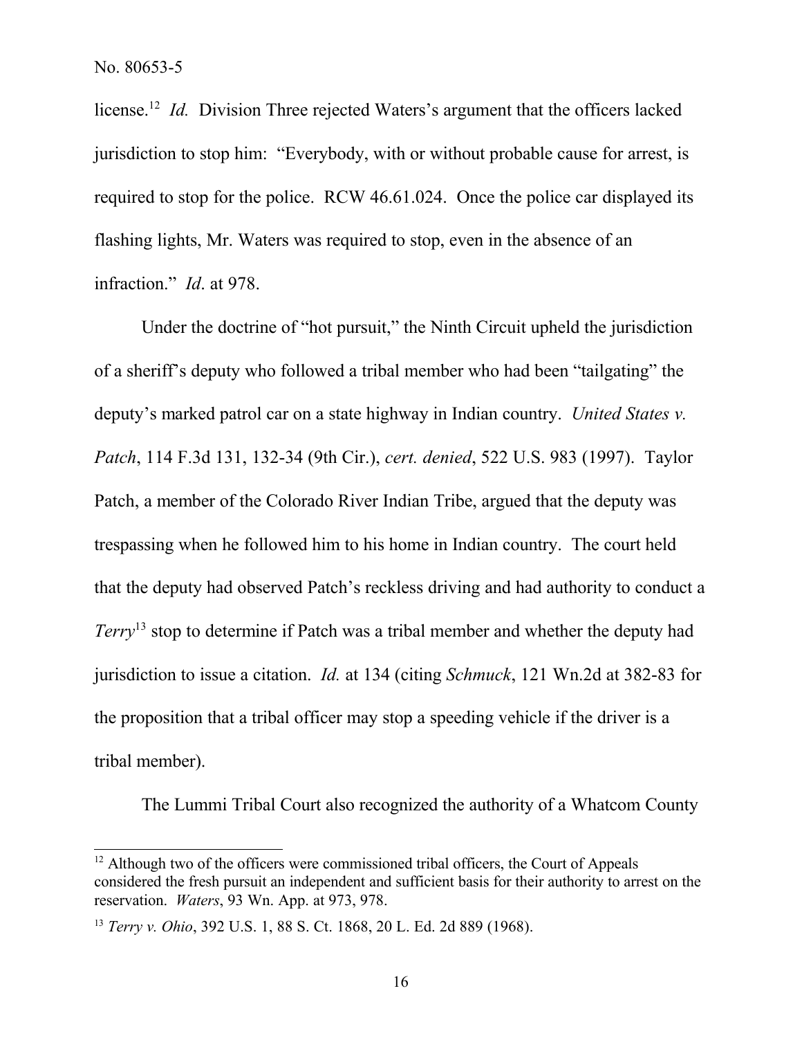license.[12] *Id.* Division Three rejected Waters's argument that the officers lacked jurisdiction to stop him: "Everybody, with or without probable cause for arrest, is required to stop for the police. RCW 46.61.024. Once the police car displayed its flashing lights, Mr. Waters was required to stop, even in the absence of an infraction." *Id*. at 978.

Under the doctrine of "hot pursuit," the Ninth Circuit upheld the jurisdiction of a sheriff's deputy who followed a tribal member who had been "tailgating" the deputy's marked patrol car on a state highway in Indian country. *United States v. Patch*, 114 F.3d 131, 132-34 (9th Cir.), *cert. denied*, 522 U.S. 983 (1997). Taylor Patch, a member of the Colorado River Indian Tribe, argued that the deputy was trespassing when he followed him to his home in Indian country. The court held that the deputy had observed Patch's reckless driving and had authority to conduct a *Terry*[13] stop to determine if Patch was a tribal member and whether the deputy had jurisdiction to issue a citation. *Id.* at 134 (citing *Schmuck*, 121 Wn.2d at 382-83 for the proposition that a tribal officer may stop a speeding vehicle if the driver is a tribal member).

The Lummi Tribal Court also recognized the authority of a Whatcom County

---

[12] Although two of the officers were commissioned tribal officers, the Court of Appeals considered the fresh pursuit an independent and sufficient basis for their authority to arrest on the reservation. *Waters*, 93 Wn. App. at 973, 978.

[13] *Terry v. Ohio*, 392 U.S. 1, 88 S. Ct. 1868, 20 L. Ed. 2d 889 (1968).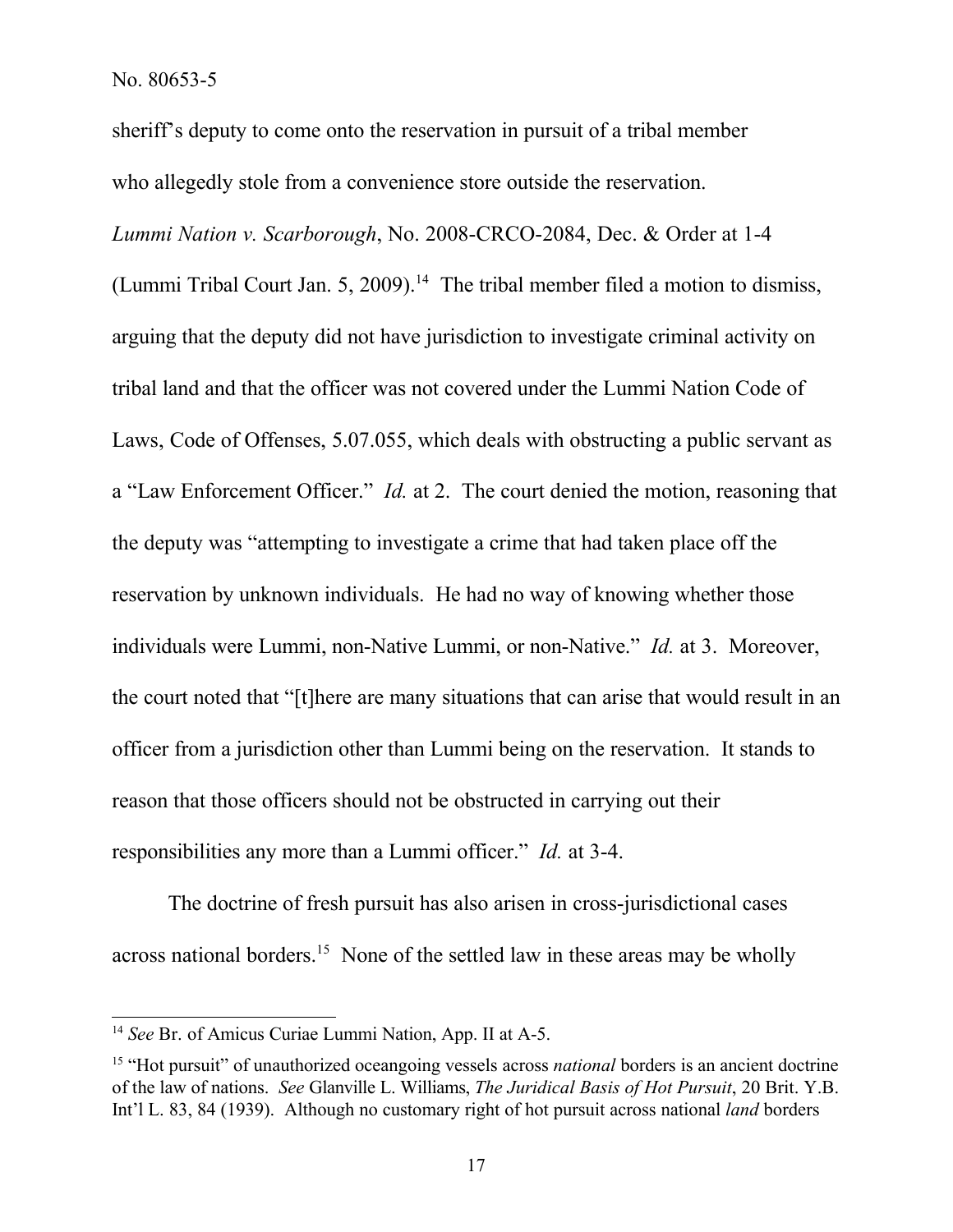sheriff's deputy to come onto the reservation in pursuit of a tribal member who allegedly stole from a convenience store outside the reservation. *Lummi Nation v. Scarborough*, No. 2008-CRCO-2084, Dec. & Order at 1-4 (Lummi Tribal Court Jan. 5, 2009).[14] The tribal member filed a motion to dismiss, arguing that the deputy did not have jurisdiction to investigate criminal activity on tribal land and that the officer was not covered under the Lummi Nation Code of Laws, Code of Offenses, 5.07.055, which deals with obstructing a public servant as a "Law Enforcement Officer." *Id.* at 2. The court denied the motion, reasoning that the deputy was "attempting to investigate a crime that had taken place off the reservation by unknown individuals. He had no way of knowing whether those individuals were Lummi, non-Native Lummi, or non-Native." *Id.* at 3. Moreover, the court noted that "[t]here are many situations that can arise that would result in an officer from a jurisdiction other than Lummi being on the reservation. It stands to reason that those officers should not be obstructed in carrying out their responsibilities any more than a Lummi officer." *Id.* at 3-4.

The doctrine of fresh pursuit has also arisen in cross-jurisdictional cases across national borders.[15] None of the settled law in these areas may be wholly

---

[14] *See* Br. of Amicus Curiae Lummi Nation, App. II at A-5.

[15] "Hot pursuit" of unauthorized oceangoing vessels across *national* borders is an ancient doctrine of the law of nations. *See* Glanville L. Williams, *The Juridical Basis of Hot Pursuit*, 20 Brit. Y.B. Int'l L. 83, 84 (1939). Although no customary right of hot pursuit across national *land* borders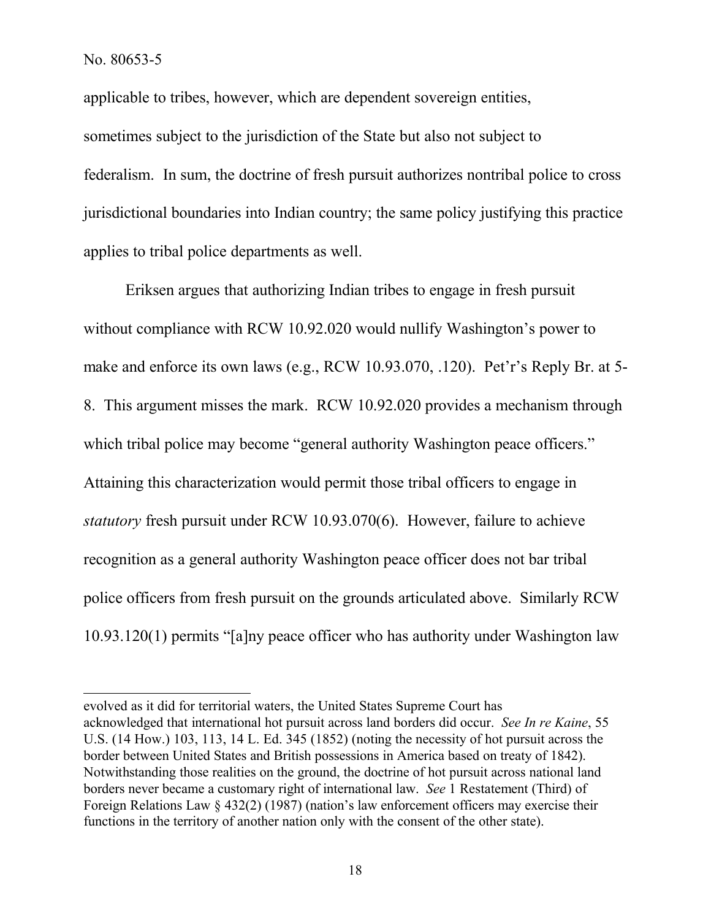applicable to tribes, however, which are dependent sovereign entities, sometimes subject to the jurisdiction of the State but also not subject to federalism. In sum, the doctrine of fresh pursuit authorizes nontribal police to cross jurisdictional boundaries into Indian country; the same policy justifying this practice applies to tribal police departments as well.

Eriksen argues that authorizing Indian tribes to engage in fresh pursuit without compliance with RCW 10.92.020 would nullify Washington's power to make and enforce its own laws (e.g., RCW 10.93.070, .120). Pet'r's Reply Br. at 5-8. This argument misses the mark. RCW 10.92.020 provides a mechanism through which tribal police may become "general authority Washington peace officers." Attaining this characterization would permit those tribal officers to engage in *statutory* fresh pursuit under RCW 10.93.070(6). However, failure to achieve recognition as a general authority Washington peace officer does not bar tribal police officers from fresh pursuit on the grounds articulated above. Similarly RCW 10.93.120(1) permits "[a]ny peace officer who has authority under Washington law

---

evolved as it did for territorial waters, the United States Supreme Court has acknowledged that international hot pursuit across land borders did occur. *See In re Kaine*, 55 U.S. (14 How.) 103, 113, 14 L. Ed. 345 (1852) (noting the necessity of hot pursuit across the border between United States and British possessions in America based on treaty of 1842). Notwithstanding those realities on the ground, the doctrine of hot pursuit across national land borders never became a customary right of international law. *See* 1 Restatement (Third) of Foreign Relations Law § 432(2) (1987) (nation's law enforcement officers may exercise their functions in the territory of another nation only with the consent of the other state).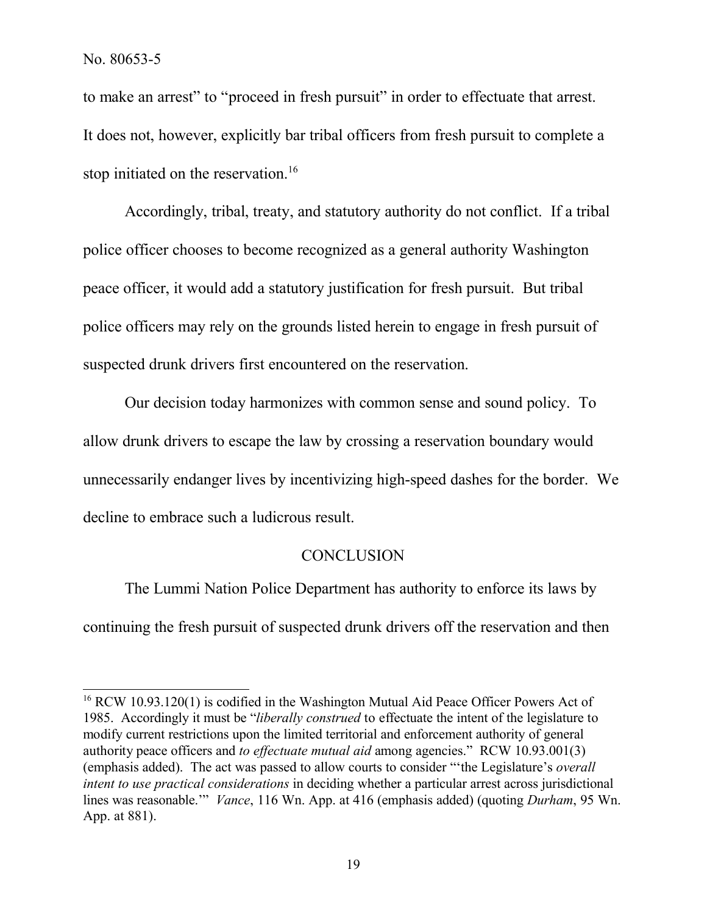to make an arrest" to "proceed in fresh pursuit" in order to effectuate that arrest. It does not, however, explicitly bar tribal officers from fresh pursuit to complete a stop initiated on the reservation.[16]

Accordingly, tribal, treaty, and statutory authority do not conflict. If a tribal police officer chooses to become recognized as a general authority Washington peace officer, it would add a statutory justification for fresh pursuit. But tribal police officers may rely on the grounds listed herein to engage in fresh pursuit of suspected drunk drivers first encountered on the reservation.

Our decision today harmonizes with common sense and sound policy. To allow drunk drivers to escape the law by crossing a reservation boundary would unnecessarily endanger lives by incentivizing high-speed dashes for the border. We decline to embrace such a ludicrous result.

## CONCLUSION

The Lummi Nation Police Department has authority to enforce its laws by continuing the fresh pursuit of suspected drunk drivers off the reservation and then

---

[16] RCW 10.93.120(1) is codified in the Washington Mutual Aid Peace Officer Powers Act of 1985. Accordingly it must be "*liberally construed* to effectuate the intent of the legislature to modify current restrictions upon the limited territorial and enforcement authority of general authority peace officers and *to effectuate mutual aid* among agencies." RCW 10.93.001(3) (emphasis added). The act was passed to allow courts to consider "'the Legislature's *overall intent to use practical considerations* in deciding whether a particular arrest across jurisdictional lines was reasonable.'" *Vance*, 116 Wn. App. at 416 (emphasis added) (quoting *Durham*, 95 Wn. App. at 881).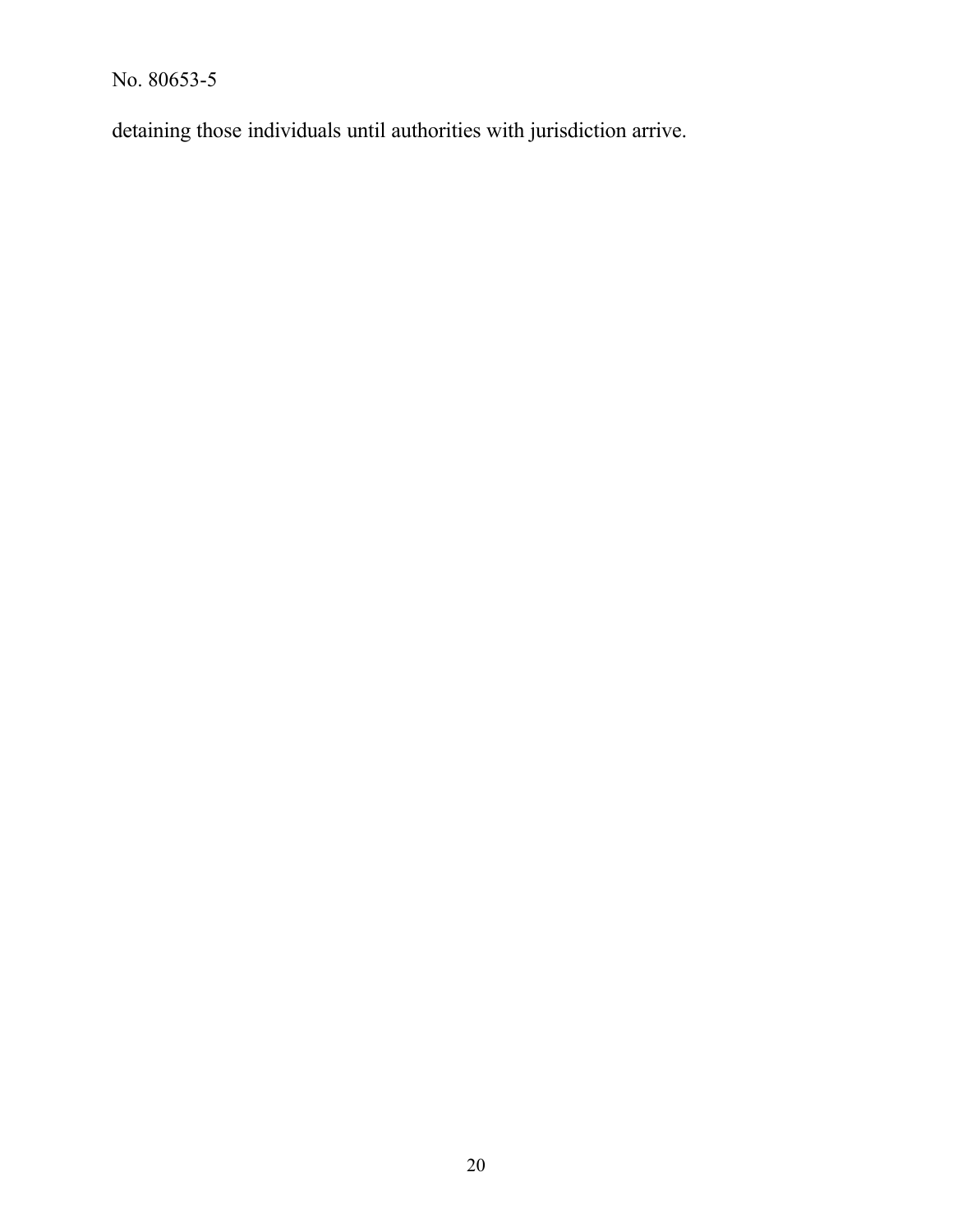detaining those individuals until authorities with jurisdiction arrive.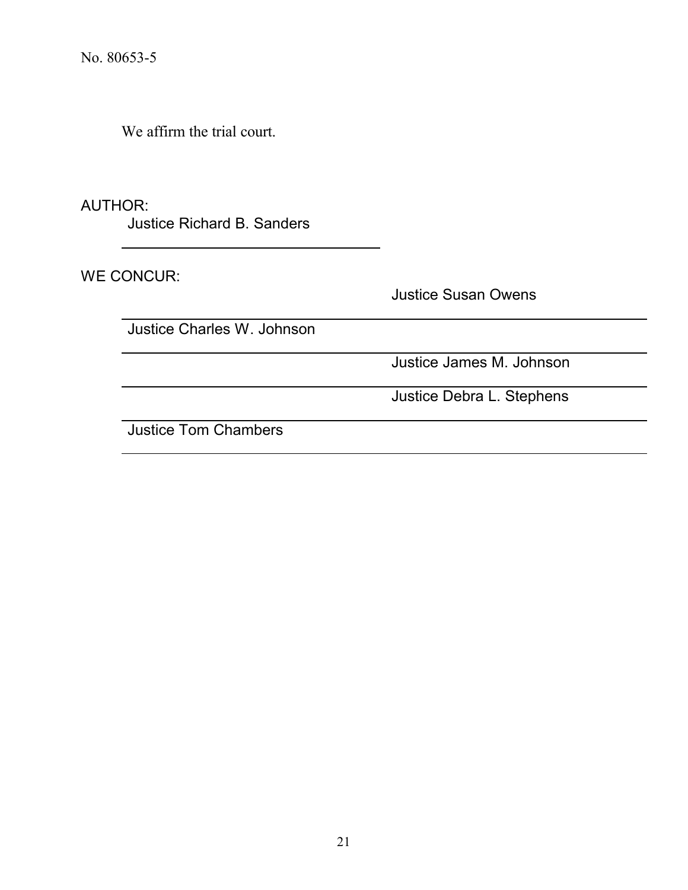No. 80653-5

We affirm the trial court.

AUTHOR:

Justice Richard B. Sanders

WE CONCUR:

Justice Susan Owens

Justice Charles W. Johnson

Justice James M. Johnson

Justice Debra L. Stephens

Justice Tom Chambers